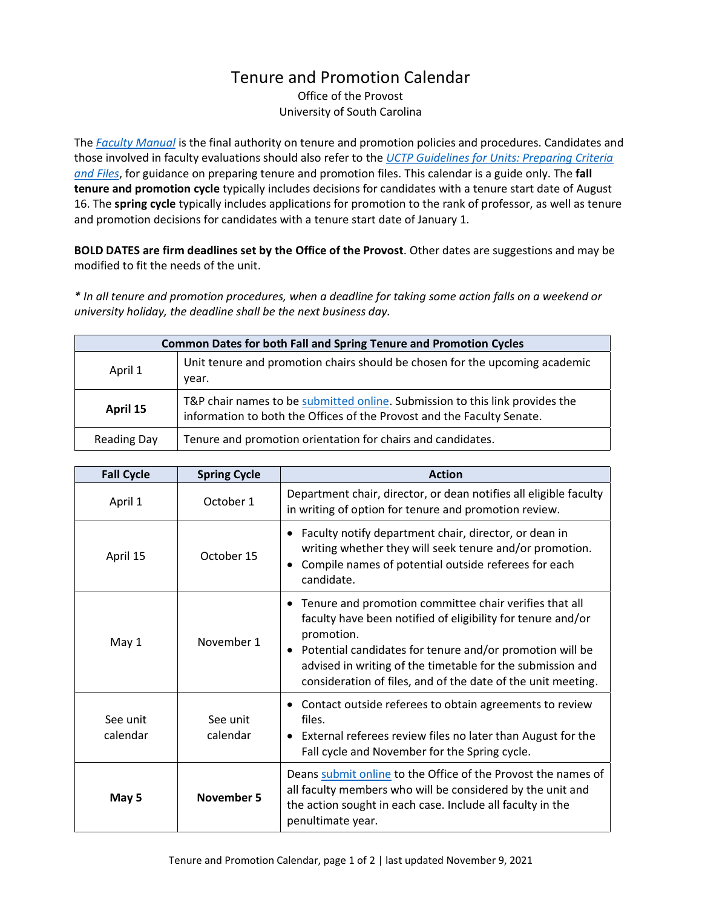# Tenure and Promotion Calendar

Office of the Provost
University of South Carolina

The *Faculty Manual* is the final authority on tenure and promotion policies and procedures. Candidates and those involved in faculty evaluations should also refer to the *UCTP Guidelines for Units: Preparing Criteria and Files*, for guidance on preparing tenure and promotion files. This calendar is a guide only. The **fall tenure and promotion cycle** typically includes decisions for candidates with a tenure start date of August 16. The **spring cycle** typically includes applications for promotion to the rank of professor, as well as tenure and promotion decisions for candidates with a tenure start date of January 1.

**BOLD DATES are firm deadlines set by the Office of the Provost**. Other dates are suggestions and may be modified to fit the needs of the unit.

*\* In all tenure and promotion procedures, when a deadline for taking some action falls on a weekend or university holiday, the deadline shall be the next business day.*

| Common Dates for both Fall and Spring Tenure and Promotion Cycles | |
|---|---|
| April 1 | Unit tenure and promotion chairs should be chosen for the upcoming academic year. |
| **April 15** | T&P chair names to be submitted online. Submission to this link provides the information to both the Offices of the Provost and the Faculty Senate. |
| Reading Day | Tenure and promotion orientation for chairs and candidates. |

| Fall Cycle | Spring Cycle | Action |
|---|---|---|
| April 1 | October 1 | Department chair, director, or dean notifies all eligible faculty in writing of option for tenure and promotion review. |
| April 15 | October 15 | • Faculty notify department chair, director, or dean in writing whether they will seek tenure and/or promotion.<br>• Compile names of potential outside referees for each candidate. |
| May 1 | November 1 | • Tenure and promotion committee chair verifies that all faculty have been notified of eligibility for tenure and/or promotion.<br>• Potential candidates for tenure and/or promotion will be advised in writing of the timetable for the submission and consideration of files, and of the date of the unit meeting. |
| See unit calendar | See unit calendar | • Contact outside referees to obtain agreements to review files.<br>• External referees review files no later than August for the Fall cycle and November for the Spring cycle. |
| **May 5** | **November 5** | Deans submit online to the Office of the Provost the names of all faculty members who will be considered by the unit and the action sought in each case. Include all faculty in the penultimate year. |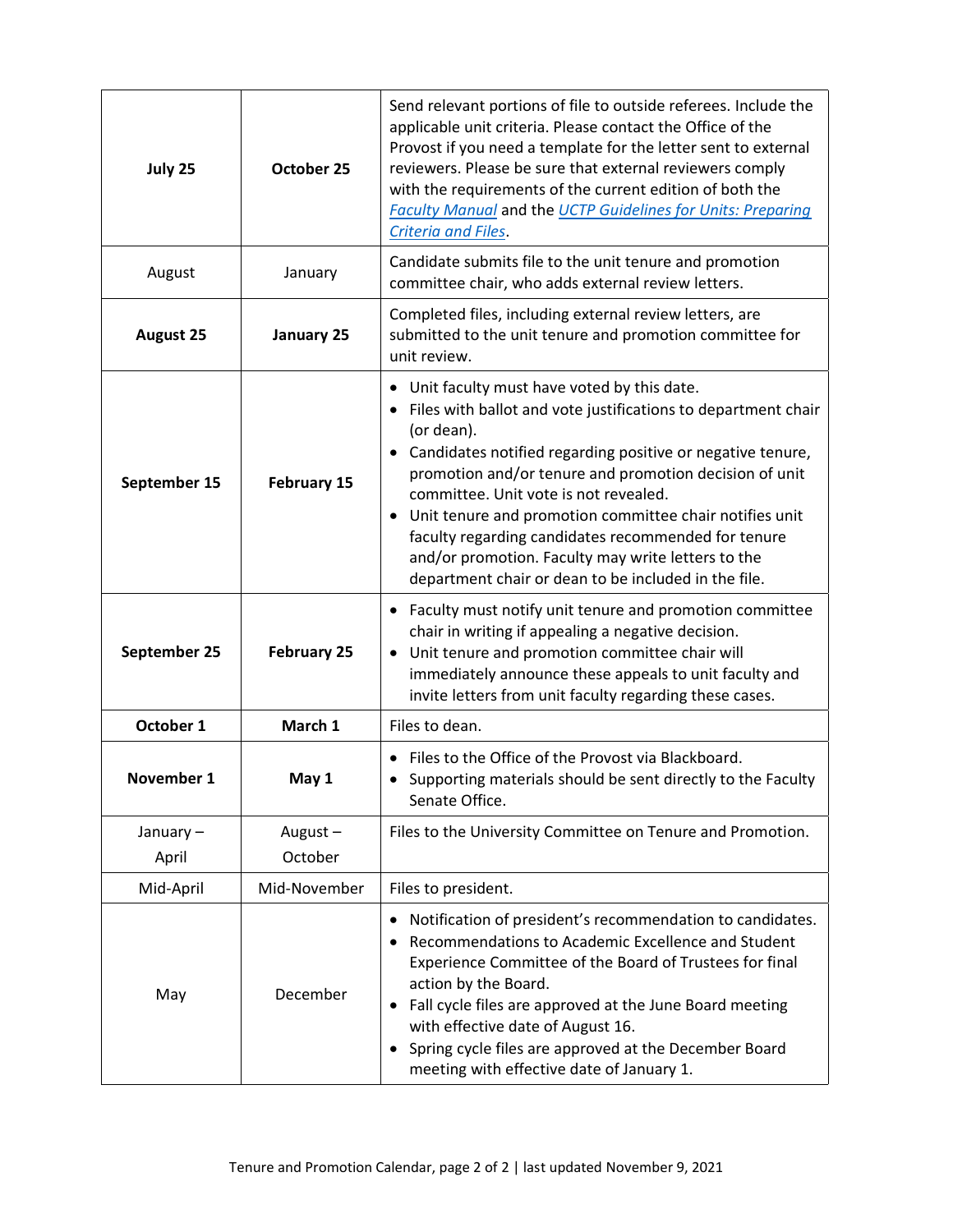| | | |
|---|---|---|
| **July 25** | **October 25** | Send relevant portions of file to outside referees. Include the applicable unit criteria. Please contact the Office of the Provost if you need a template for the letter sent to external reviewers. Please be sure that external reviewers comply with the requirements of the current edition of both the *Faculty Manual* and the *UCTP Guidelines for Units: Preparing Criteria and Files*. |
| August | January | Candidate submits file to the unit tenure and promotion committee chair, who adds external review letters. |
| **August 25** | **January 25** | Completed files, including external review letters, are submitted to the unit tenure and promotion committee for unit review. |
| **September 15** | **February 15** | • Unit faculty must have voted by this date.<br>• Files with ballot and vote justifications to department chair (or dean).<br>• Candidates notified regarding positive or negative tenure, promotion and/or tenure and promotion decision of unit committee. Unit vote is not revealed.<br>• Unit tenure and promotion committee chair notifies unit faculty regarding candidates recommended for tenure and/or promotion. Faculty may write letters to the department chair or dean to be included in the file. |
| **September 25** | **February 25** | • Faculty must notify unit tenure and promotion committee chair in writing if appealing a negative decision.<br>• Unit tenure and promotion committee chair will immediately announce these appeals to unit faculty and invite letters from unit faculty regarding these cases. |
| **October 1** | **March 1** | Files to dean. |
| **November 1** | **May 1** | • Files to the Office of the Provost via Blackboard.<br>• Supporting materials should be sent directly to the Faculty Senate Office. |
| January – April | August – October | Files to the University Committee on Tenure and Promotion. |
| Mid-April | Mid-November | Files to president. |
| May | December | • Notification of president's recommendation to candidates.<br>• Recommendations to Academic Excellence and Student Experience Committee of the Board of Trustees for final action by the Board.<br>• Fall cycle files are approved at the June Board meeting with effective date of August 16.<br>• Spring cycle files are approved at the December Board meeting with effective date of January 1. |